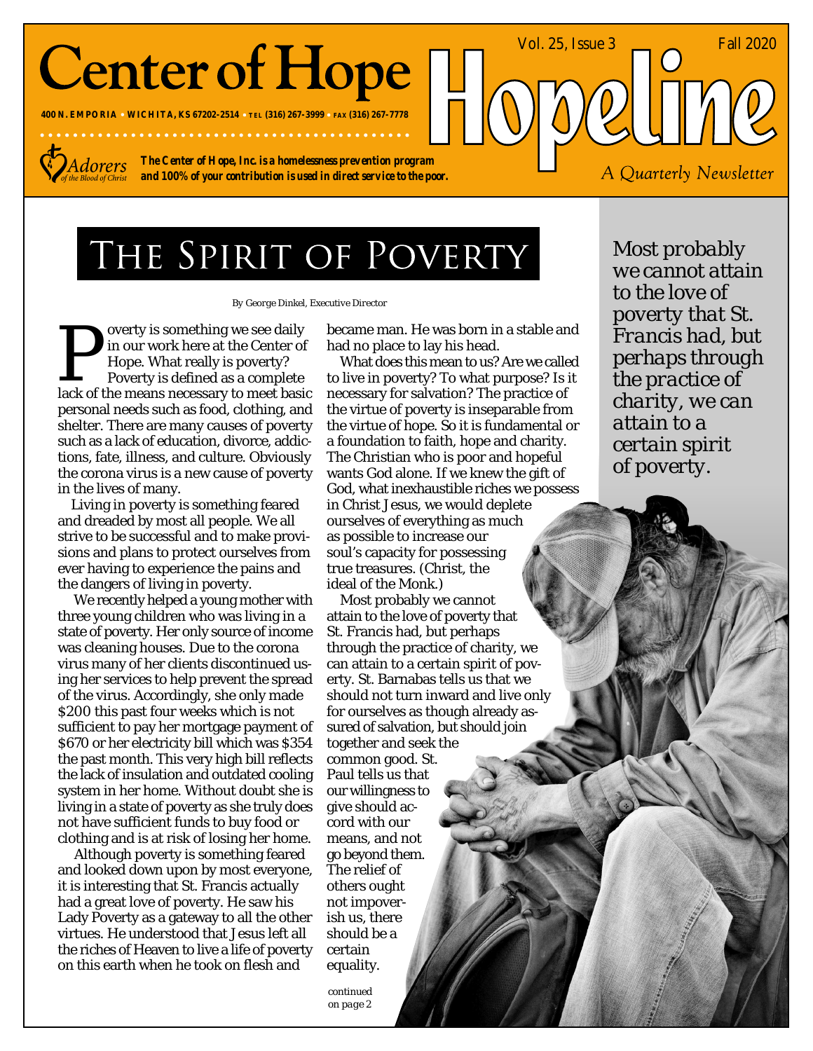# Center of Hope

400 N. EMPORIA • WICHITA, KS 67202-2514 • TEL (316) 267-3999 • FAX (316) 267-7778

Adorers of the Blood of Christ

**The Center of Hope, Inc. is a homelessness prevention program and 100% of your contribution is used in direct service to the poor.**

# Hopeline

Vol. 25, Issue 3 — Fall 2020

*A Quarterly Newsletter*

## THE SPIRIT OF POVERTY

By George Dinkel, Executive Director

Poverty is something we see daily in our work here at the Center of Hope. What really is poverty? Poverty is defined as a complete lack of the means necessary to meet basic personal needs such as food, clothing, and shelter. There are many causes of poverty such as a lack of education, divorce, addictions, fate, illness, and culture. Obviously the corona virus is a new cause of poverty in the lives of many.

Living in poverty is something feared and dreaded by most all people. We all strive to be successful and to make provisions and plans to protect ourselves from ever having to experience the pains and the dangers of living in poverty.

We recently helped a young mother with three young children who was living in a state of poverty. Her only source of income was cleaning houses. Due to the corona virus many of her clients discontinued using her services to help prevent the spread of the virus. Accordingly, she only made $200 this past four weeks which is not sufficient to pay her mortgage payment of $670 or her electricity bill which was $354 the past month. This very high bill reflects the lack of insulation and outdated cooling system in her home. Without doubt she is living in a state of poverty as she truly does not have sufficient funds to buy food or clothing and is at risk of losing her home.

Although poverty is something feared and looked down upon by most everyone, it is interesting that St. Francis actually had a great love of poverty. He saw his Lady Poverty as a gateway to all the other virtues. He understood that Jesus left all the riches of Heaven to live a life of poverty on this earth when he took on flesh and became man. He was born in a stable and had no place to lay his head.

What does this mean to us? Are we called to live in poverty? To what purpose? Is it necessary for salvation? The practice of the virtue of poverty is inseparable from the virtue of hope. So it is fundamental or a foundation to faith, hope and charity. The Christian who is poor and hopeful wants God alone. If we knew the gift of God, what inexhaustible riches we possess in Christ Jesus, we would deplete ourselves of everything as much as possible to increase our soul's capacity for possessing true treasures. (Christ, the ideal of the Monk.)

Most probably we cannot attain to the love of poverty that St. Francis had, but perhaps through the practice of charity, we can attain to a certain spirit of poverty. St. Barnabas tells us that we should not turn inward and live only for ourselves as though already assured of salvation, but should join together and seek the common good. St. Paul tells us that our willingness to give should accord with our means, and not go beyond them. The relief of others ought not impoverish us, there should be a certain equality.

continued on page 2

> *Most probably we cannot attain to the love of poverty that St. Francis had, but perhaps through the practice of charity, we can attain to a certain spirit of poverty.*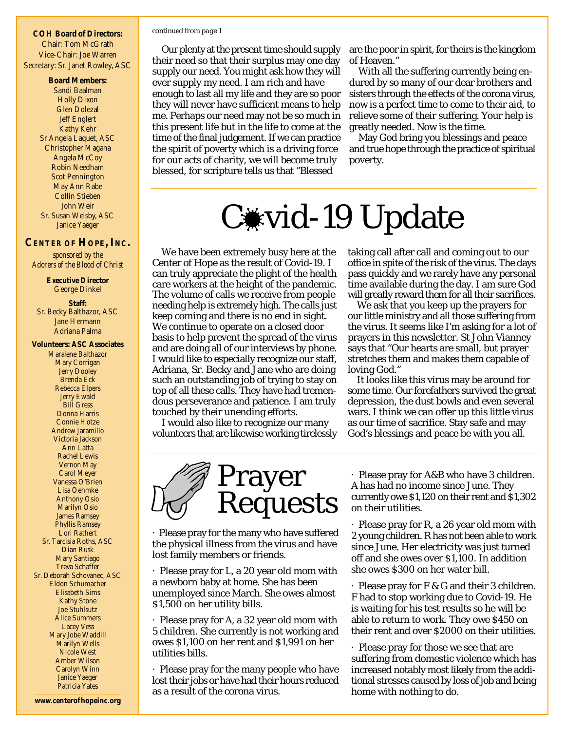**COH Board of Directors:**
Chair: Tom McGrath
Vice-Chair: Joe Warren
Secretary: Sr. Janet Rowley, ASC

**Board Members:**
Sandi Baalman
Holly Dixon
Glen Dolezal
Jeff Englert
Kathy Kehr
Sr Angela Laquet, ASC
Christopher Magana
Angela McCoy
Robin Needham
Scot Pennington
May Ann Rabe
Collin Stieben
John Weir
Sr. Susan Welsby, ASC
Janice Yaeger

**CENTER OF HOPE, INC.**
*sponsored by the Adorers of the Blood of Christ*

**Executive Director**
George Dinkel

**Staff:**
Sr. Becky Balthazor, ASC
Jane Hermann
Adriana Palma

**Volunteers: ASC Associates**
Maralene Balthazor
Mary Corrigan
Jerry Dooley
Brenda Eck
Rebecca Elpers
Jerry Ewald
Bill Gress
Donna Harris
Connie Hotze
Andrew Jaramillo
Victoria Jackson
Ann Latta
Rachel Lewis
Vernon May
Carol Meyer
Vanessa O'Brien
Lisa Oehmke
Anthony Osio
Marilyn Osio
James Ramsey
Phyllis Ramsey
Lori Rathert
Sr. Tarcisia Roths, ASC
Dian Rusk
Mary Santiago
Treva Schaffer
Sr. Deborah Schovanec, ASC
Eldon Schumacher
Elisabeth Sims
Kathy Stone
Joe Stuhlsutz
Alice Summers
Lacey Vess
Mary Jobe Waddill
Marilyn Wells
Nicole West
Amber Wilson
Carolyn Winn
Janice Yaeger
Patricia Yates

**www.centerofhopeinc.org**

*continued from page 1*

Our plenty at the present time should supply their need so that their surplus may one day supply our need. You might ask how they will ever supply my need. I am rich and have enough to last all my life and they are so poor they will never have sufficient means to help me. Perhaps our need may not be so much in this present life but in the life to come at the time of the final judgement. If we can practice the spirit of poverty which is a driving force for our acts of charity, we will become truly blessed, for scripture tells us that "Blessed are the poor in spirit, for theirs is the kingdom of Heaven."

With all the suffering currently being endured by so many of our dear brothers and sisters through the effects of the corona virus, now is a perfect time to come to their aid, to relieve some of their suffering. Your help is greatly needed. Now is the time.

May God bring you blessings and peace and true hope through the practice of spiritual poverty.

# Covid-19 Update

We have been extremely busy here at the Center of Hope as the result of Covid-19. I can truly appreciate the plight of the health care workers at the height of the pandemic. The volume of calls we receive from people needing help is extremely high. The calls just keep coming and there is no end in sight. We continue to operate on a closed door basis to help prevent the spread of the virus and are doing all of our interviews by phone. I would like to especially recognize our staff, Adriana, Sr. Becky and Jane who are doing such an outstanding job of trying to stay on top of all these calls. They have had tremendous perseverance and patience. I am truly touched by their unending efforts.

I would also like to recognize our many volunteers that are likewise working tirelessly taking call after call and coming out to our office in spite of the risk of the virus. The days pass quickly and we rarely have any personal time available during the day. I am sure God will greatly reward them for all their sacrifices.

We ask that you keep up the prayers for our little ministry and all those suffering from the virus. It seems like I'm asking for a lot of prayers in this newsletter. St John Vianney says that "Our hearts are small, but prayer stretches them and makes them capable of loving God."

It looks like this virus may be around for some time. Our forefathers survived the great depression, the dust bowls and even several wars. I think we can offer up this little virus as our time of sacrifice. Stay safe and may God's blessings and peace be with you all.

# Prayer Requests

· Please pray for the many who have suffered the physical illness from the virus and have lost family members or friends.

· Please pray for L, a 20 year old mom with a newborn baby at home. She has been unemployed since March. She owes almost $1,500 on her utility bills.

· Please pray for A, a 32 year old mom with 5 children. She currently is not working and owes $1,100 on her rent and $1,991 on her utilities bills.

· Please pray for the many people who have lost their jobs or have had their hours reduced as a result of the corona virus.

· Please pray for A&B who have 3 children. A has had no income since June. They currently owe $1,120 on their rent and $1,302 on their utilities.

· Please pray for R, a 26 year old mom with 2 young children. R has not been able to work since June. Her electricity was just turned off and she owes over $1,100. In addition she owes $300 on her water bill.

· Please pray for F & G and their 3 children. F had to stop working due to Covid-19. He is waiting for his test results so he will be able to return to work. They owe $450 on their rent and over $2000 on their utilities.

· Please pray for those we see that are suffering from domestic violence which has increased notably most likely from the additional stresses caused by loss of job and being home with nothing to do.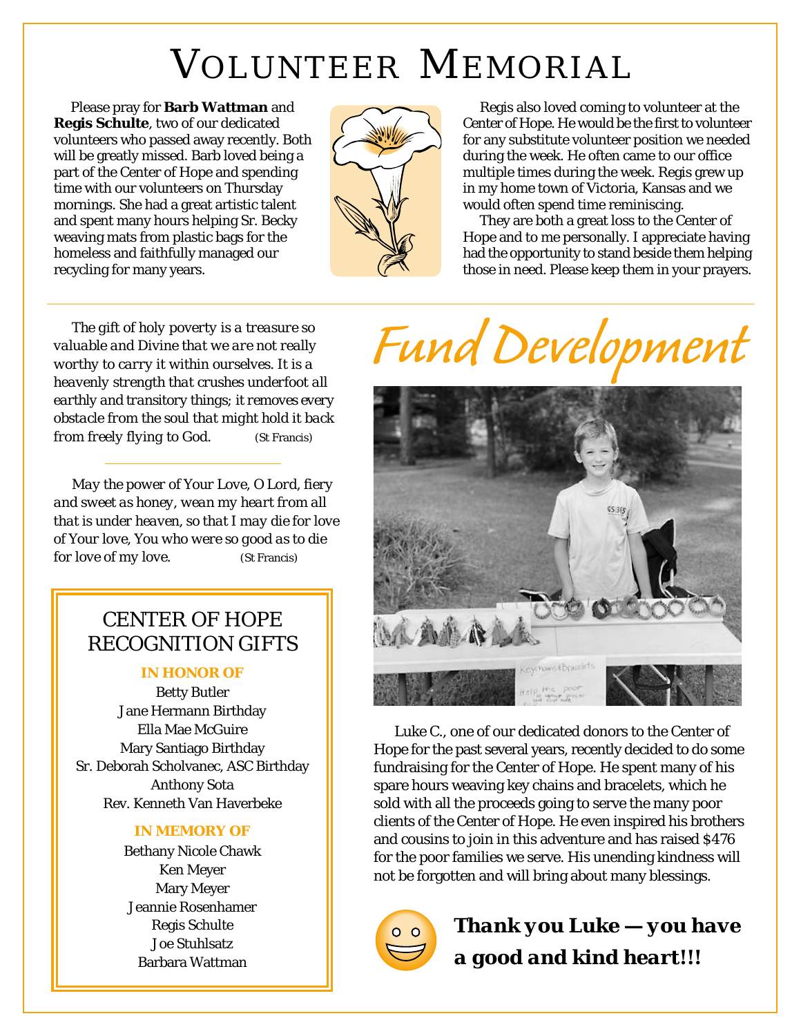# Volunteer Memorial

Please pray for **Barb Wattman** and **Regis Schulte**, two of our dedicated volunteers who passed away recently. Both will be greatly missed. Barb loved being a part of the Center of Hope and spending time with our volunteers on Thursday mornings. She had a great artistic talent and spent many hours helping Sr. Becky weaving mats from plastic bags for the homeless and faithfully managed our recycling for many years.

Regis also loved coming to volunteer at the Center of Hope. He would be the first to volunteer for any substitute volunteer position we needed during the week. He often came to our office multiple times during the week. Regis grew up in my home town of Victoria, Kansas and we would often spend time reminiscing.

They are both a great loss to the Center of Hope and to me personally. I appreciate having had the opportunity to stand beside them helping those in need. Please keep them in your prayers.

---

*The gift of holy poverty is a treasure so valuable and Divine that we are not really worthy to carry it within ourselves. It is a heavenly strength that crushes underfoot all earthly and transitory things; it removes every obstacle from the soul that might hold it back from freely flying to God.* (St Francis)

---

*May the power of Your Love, O Lord, fiery and sweet as honey, wean my heart from all that is under heaven, so that I may die for love of Your love, You who were so good as to die for love of my love.* (St Francis)

## CENTER OF HOPE RECOGNITION GIFTS

**IN HONOR OF**

Betty Butler
Jane Hermann Birthday
Ella Mae McGuire
Mary Santiago Birthday
Sr. Deborah Scholvanec, ASC Birthday
Anthony Sota
Rev. Kenneth Van Haverbeke

**IN MEMORY OF**

Bethany Nicole Chawk
Ken Meyer
Mary Meyer
Jeannie Rosenhamer
Regis Schulte
Joe Stuhlsatz
Barbara Wattman

# Fund Development

Luke C., one of our dedicated donors to the Center of Hope for the past several years, recently decided to do some fundraising for the Center of Hope. He spent many of his spare hours weaving key chains and bracelets, which he sold with all the proceeds going to serve the many poor clients of the Center of Hope. He even inspired his brothers and cousins to join in this adventure and has raised $476 for the poor families we serve. His unending kindness will not be forgotten and will bring about many blessings.

***Thank you Luke — you have a good and kind heart!!!***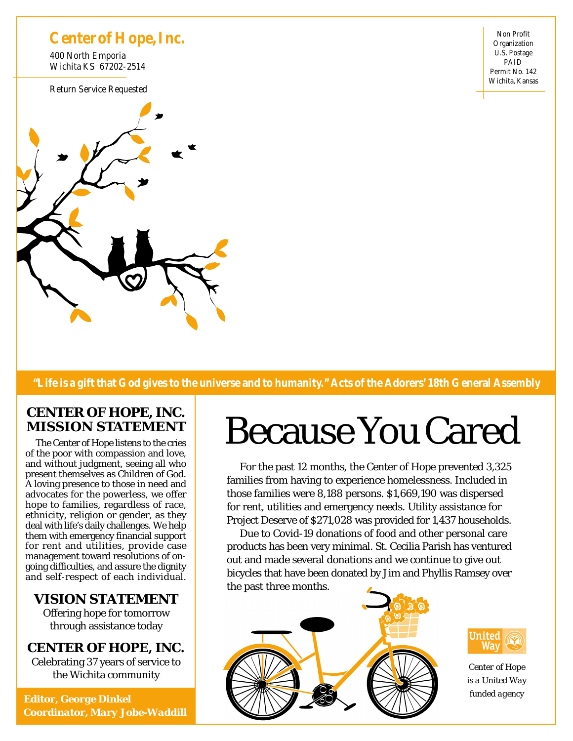**Center of Hope, Inc.**

400 North Emporia
Wichita KS 67202-2514

Return Service Requested

Non Profit
Organization
U.S. Postage
PAID
Permit No. 142
Wichita, Kansas

**"Life is a gift that God gives to the universe and to humanity." Acts of the Adorers' 18th General Assembly**

## CENTER OF HOPE, INC. MISSION STATEMENT

The Center of Hope listens to the cries of the poor with compassion and love, and without judgment, seeing all who present themselves as Children of God. A loving presence to those in need and advocates for the powerless, we offer hope to families, regardless of race, ethnicity, religion or gender, as they deal with life's daily challenges. We help them with emergency financial support for rent and utilities, provide case management toward resolutions of on-going difficulties, and assure the dignity and self-respect of each individual.

## VISION STATEMENT

Offering hope for tomorrow through assistance today

## CENTER OF HOPE, INC.

Celebrating 37 years of service to the Wichita community

**Editor, George Dinkel**
**Coordinator, Mary Jobe-Waddill**

# Because You Cared

For the past 12 months, the Center of Hope prevented 3,325 families from having to experience homelessness. Included in those families were 8,188 persons. $1,669,190 was dispersed for rent, utilities and emergency needs. Utility assistance for Project Deserve of $271,028 was provided for 1,437 households.

Due to Covid-19 donations of food and other personal care products has been very minimal. St. Cecilia Parish has ventured out and made several donations and we continue to give out bicycles that have been donated by Jim and Phyllis Ramsey over the past three months.

United Way

*Center of Hope is a United Way funded agency*